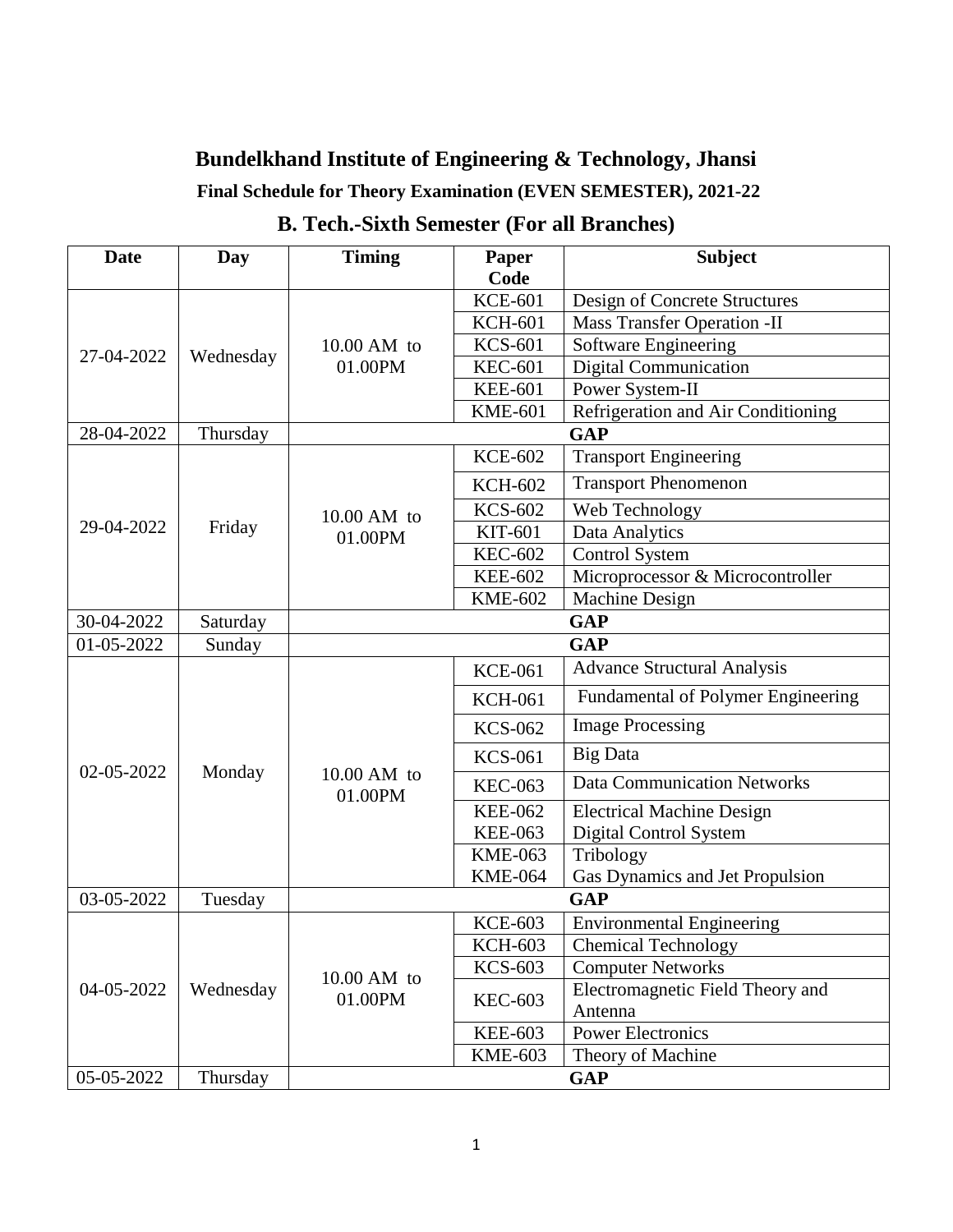# Bundelkhand Institute of Engineering & Technology, Jhansi

## Final Schedule for Theory Examination (EVEN SEMESTER), 2021-22

## B. Tech.-Sixth Semester (For all Branches)

| Date | Day | Timing | Paper Code | Subject |
|---|---|---|---|---|
| 27-04-2022 | Wednesday | 10.00 AM to 01.00PM | KCE-601 | Design of Concrete Structures |
| | | | KCH-601 | Mass Transfer Operation -II |
| | | | KCS-601 | Software Engineering |
| | | | KEC-601 | Digital Communication |
| | | | KEE-601 | Power System-II |
| | | | KME-601 | Refrigeration and Air Conditioning |
| 28-04-2022 | Thursday | **GAP** | | |
| 29-04-2022 | Friday | 10.00 AM to 01.00PM | KCE-602 | Transport Engineering |
| | | | KCH-602 | Transport Phenomenon |
| | | | KCS-602 | Web Technology |
| | | | KIT-601 | Data Analytics |
| | | | KEC-602 | Control System |
| | | | KEE-602 | Microprocessor & Microcontroller |
| | | | KME-602 | Machine Design |
| 30-04-2022 | Saturday | **GAP** | | |
| 01-05-2022 | Sunday | **GAP** | | |
| 02-05-2022 | Monday | 10.00 AM to 01.00PM | KCE-061 | Advance Structural Analysis |
| | | | KCH-061 | Fundamental of Polymer Engineering |
| | | | KCS-062 | Image Processing |
| | | | KCS-061 | Big Data |
| | | | KEC-063 | Data Communication Networks |
| | | | KEE-062<br>KEE-063 | Electrical Machine Design<br>Digital Control System |
| | | | KME-063<br>KME-064 | Tribology<br>Gas Dynamics and Jet Propulsion |
| 03-05-2022 | Tuesday | **GAP** | | |
| 04-05-2022 | Wednesday | 10.00 AM to 01.00PM | KCE-603 | Environmental Engineering |
| | | | KCH-603 | Chemical Technology |
| | | | KCS-603 | Computer Networks |
| | | | KEC-603 | Electromagnetic Field Theory and Antenna |
| | | | KEE-603 | Power Electronics |
| | | | KME-603 | Theory of Machine |
| 05-05-2022 | Thursday | **GAP** | | |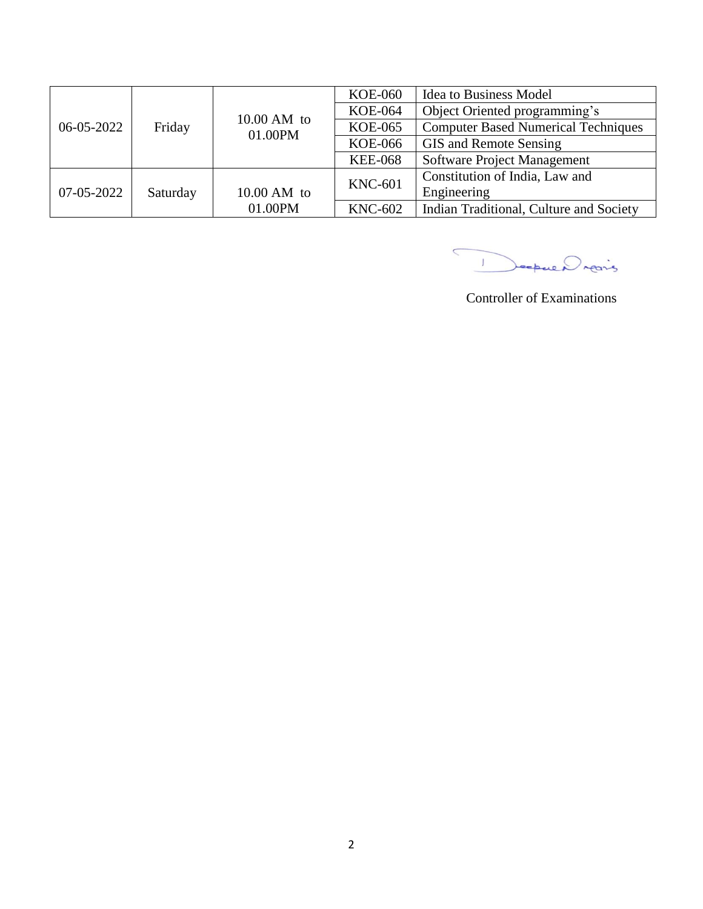| | | | | |
|---|---|---|---|---|
| 06-05-2022 | Friday | 10.00 AM to 01.00PM | KOE-060 | Idea to Business Model |
| | | | KOE-064 | Object Oriented programming's |
| | | | KOE-065 | Computer Based Numerical Techniques |
| | | | KOE-066 | GIS and Remote Sensing |
| | | | KEE-068 | Software Project Management |
| 07-05-2022 | Saturday | 10.00 AM to 01.00PM | KNC-601 | Constitution of India, Law and Engineering |
| | | | KNC-602 | Indian Traditional, Culture and Society |

Controller of Examinations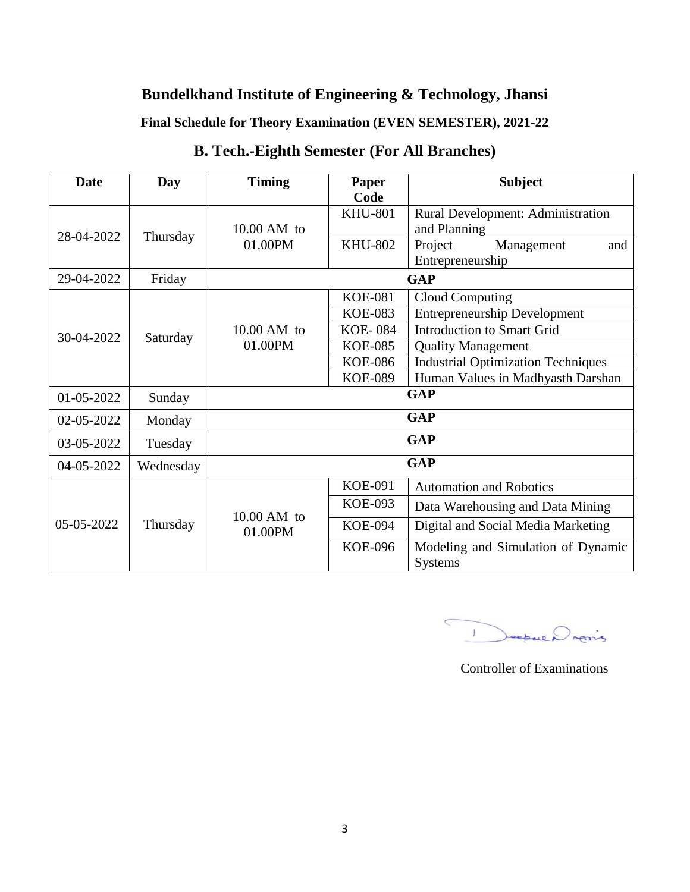# Bundelkhand Institute of Engineering & Technology, Jhansi

## Final Schedule for Theory Examination (EVEN SEMESTER), 2021-22

## B. Tech.-Eighth Semester (For All Branches)

| Date | Day | Timing | Paper Code | Subject |
|---|---|---|---|---|
| 28-04-2022 | Thursday | 10.00 AM to 01.00PM | KHU-801 | Rural Development: Administration and Planning |
| | | | KHU-802 | Project Management and Entrepreneurship |
| 29-04-2022 | Friday | **GAP** | | |
| 30-04-2022 | Saturday | 10.00 AM to 01.00PM | KOE-081 | Cloud Computing |
| | | | KOE-083 | Entrepreneurship Development |
| | | | KOE- 084 | Introduction to Smart Grid |
| | | | KOE-085 | Quality Management |
| | | | KOE-086 | Industrial Optimization Techniques |
| | | | KOE-089 | Human Values in Madhyasth Darshan |
| 01-05-2022 | Sunday | **GAP** | | |
| 02-05-2022 | Monday | **GAP** | | |
| 03-05-2022 | Tuesday | **GAP** | | |
| 04-05-2022 | Wednesday | **GAP** | | |
| 05-05-2022 | Thursday | 10.00 AM to 01.00PM | KOE-091 | Automation and Robotics |
| | | | KOE-093 | Data Warehousing and Data Mining |
| | | | KOE-094 | Digital and Social Media Marketing |
| | | | KOE-096 | Modeling and Simulation of Dynamic Systems |

Controller of Examinations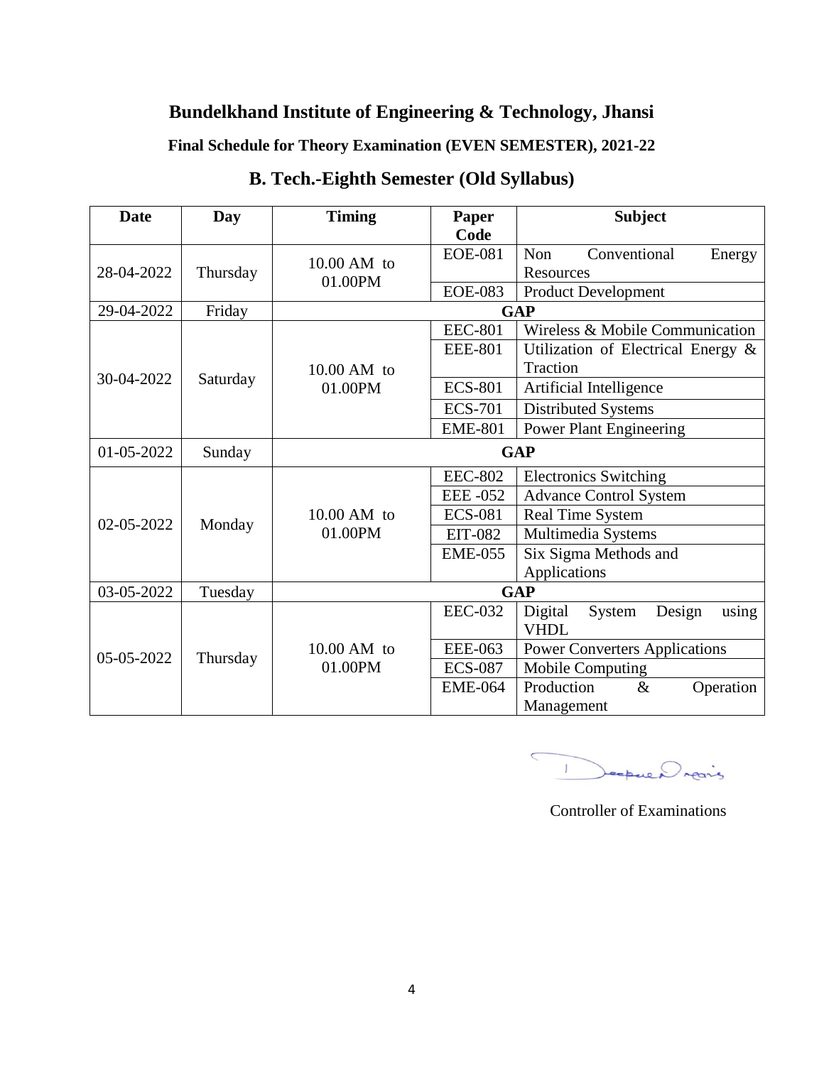# Bundelkhand Institute of Engineering & Technology, Jhansi

**Final Schedule for Theory Examination (EVEN SEMESTER), 2021-22**

## B. Tech.-Eighth Semester (Old Syllabus)

| Date | Day | Timing | Paper Code | Subject |
|---|---|---|---|---|
| 28-04-2022 | Thursday | 10.00 AM to 01.00PM | EOE-081 | Non Conventional Energy Resources |
| | | | EOE-083 | Product Development |
| 29-04-2022 | Friday | **GAP** | | |
| 30-04-2022 | Saturday | 10.00 AM to 01.00PM | EEC-801 | Wireless & Mobile Communication |
| | | | EEE-801 | Utilization of Electrical Energy & Traction |
| | | | ECS-801 | Artificial Intelligence |
| | | | ECS-701 | Distributed Systems |
| | | | EME-801 | Power Plant Engineering |
| 01-05-2022 | Sunday | **GAP** | | |
| 02-05-2022 | Monday | 10.00 AM to 01.00PM | EEC-802 | Electronics Switching |
| | | | EEE -052 | Advance Control System |
| | | | ECS-081 | Real Time System |
| | | | EIT-082 | Multimedia Systems |
| | | | EME-055 | Six Sigma Methods and Applications |
| 03-05-2022 | Tuesday | **GAP** | | |
| 05-05-2022 | Thursday | 10.00 AM to 01.00PM | EEC-032 | Digital System Design using VHDL |
| | | | EEE-063 | Power Converters Applications |
| | | | ECS-087 | Mobile Computing |
| | | | EME-064 | Production & Operation Management |

Controller of Examinations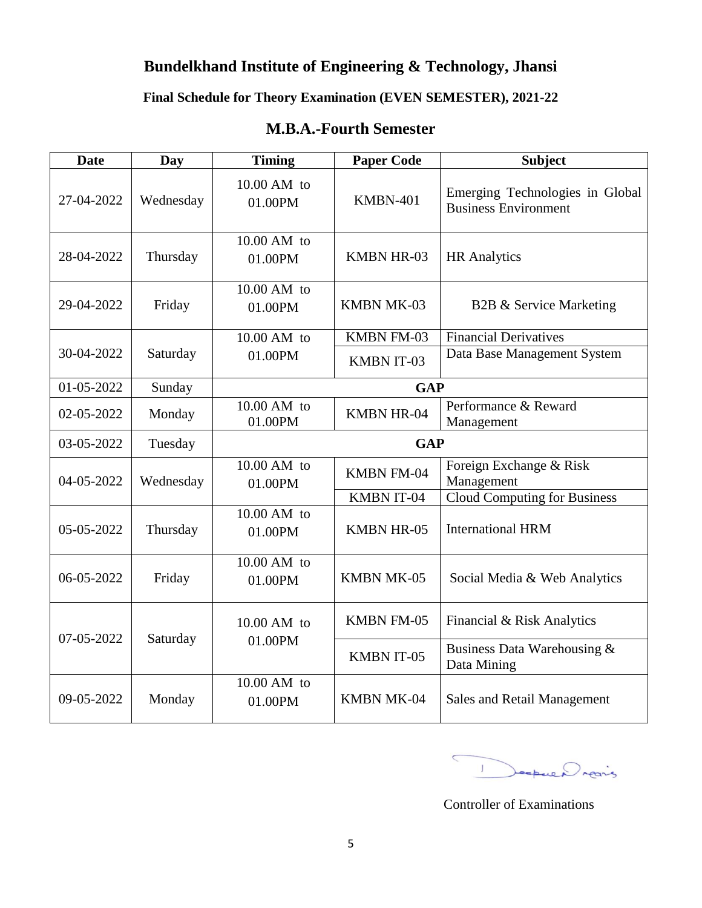# Bundelkhand Institute of Engineering & Technology, Jhansi

## Final Schedule for Theory Examination (EVEN SEMESTER), 2021-22

## M.B.A.-Fourth Semester

| Date | Day | Timing | Paper Code | Subject |
|---|---|---|---|---|
| 27-04-2022 | Wednesday | 10.00 AM to 01.00PM | KMBN-401 | Emerging Technologies in Global Business Environment |
| 28-04-2022 | Thursday | 10.00 AM to 01.00PM | KMBN HR-03 | HR Analytics |
| 29-04-2022 | Friday | 10.00 AM to 01.00PM | KMBN MK-03 | B2B & Service Marketing |
| 30-04-2022 | Saturday | 10.00 AM to 01.00PM | KMBN FM-03 | Financial Derivatives |
| | | | KMBN IT-03 | Data Base Management System |
| 01-05-2022 | Sunday | GAP | | |
| 02-05-2022 | Monday | 10.00 AM to 01.00PM | KMBN HR-04 | Performance & Reward Management |
| 03-05-2022 | Tuesday | GAP | | |
| 04-05-2022 | Wednesday | 10.00 AM to 01.00PM | KMBN FM-04 | Foreign Exchange & Risk Management |
| | | | KMBN IT-04 | Cloud Computing for Business |
| 05-05-2022 | Thursday | 10.00 AM to 01.00PM | KMBN HR-05 | International HRM |
| 06-05-2022 | Friday | 10.00 AM to 01.00PM | KMBN MK-05 | Social Media & Web Analytics |
| 07-05-2022 | Saturday | 10.00 AM to 01.00PM | KMBN FM-05 | Financial & Risk Analytics |
| | | | KMBN IT-05 | Business Data Warehousing & Data Mining |
| 09-05-2022 | Monday | 10.00 AM to 01.00PM | KMBN MK-04 | Sales and Retail Management |

Controller of Examinations